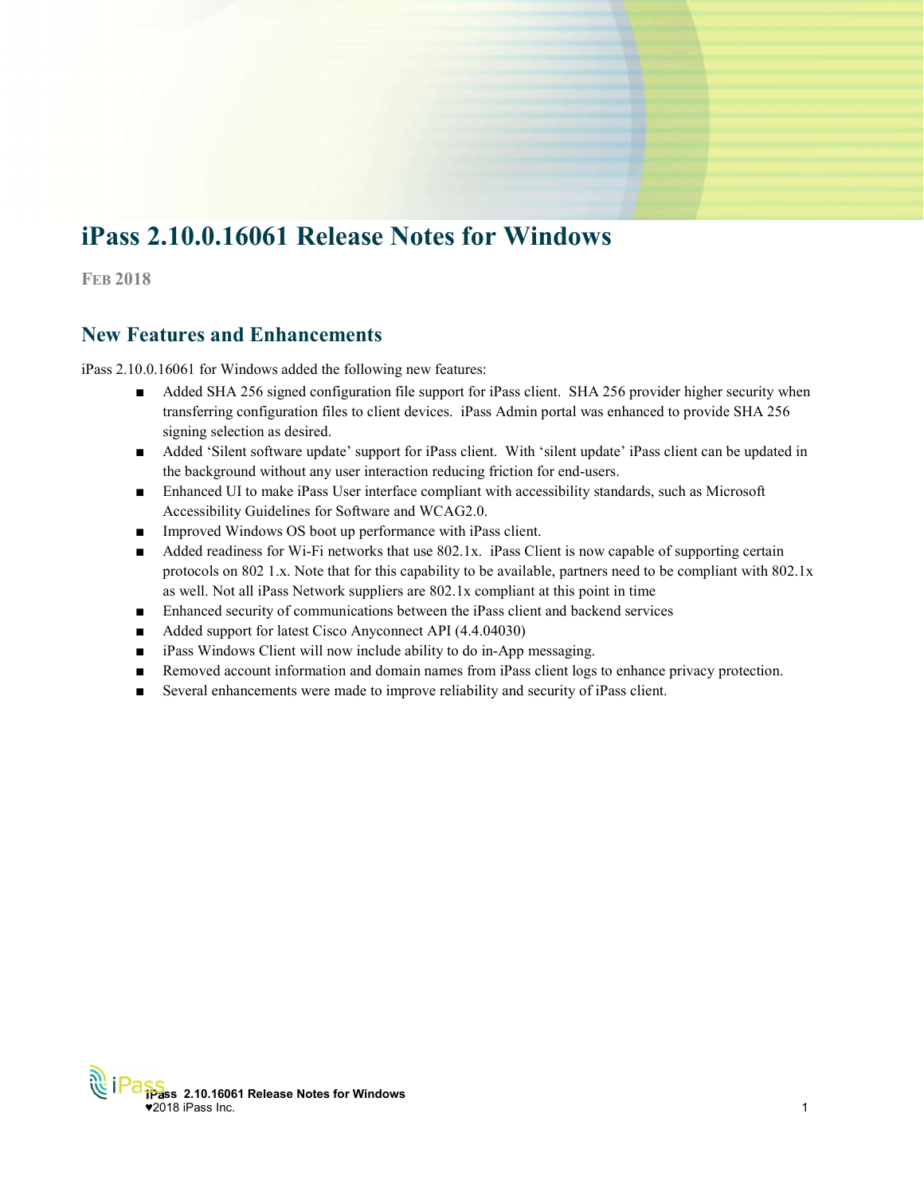# iPass 2.10.0.16061 Release Notes for Windows

FEB 2018

## New Features and Enhancements

iPass 2.10.0.16061 for Windows added the following new features:

- Added SHA 256 signed configuration file support for iPass client. SHA 256 provider higher security when transferring configuration files to client devices. iPass Admin portal was enhanced to provide SHA 256 signing selection as desired.
- Added 'Silent software update' support for iPass client. With 'silent update' iPass client can be updated in the background without any user interaction reducing friction for end-users.
- Enhanced UI to make iPass User interface compliant with accessibility standards, such as Microsoft Accessibility Guidelines for Software and WCAG2.0.
- Improved Windows OS boot up performance with iPass client.
- Added readiness for Wi-Fi networks that use 802.1x. iPass Client is now capable of supporting certain protocols on 802 1.x. Note that for this capability to be available, partners need to be compliant with 802.1x as well. Not all iPass Network suppliers are 802.1x compliant at this point in time
- Enhanced security of communications between the iPass client and backend services
- Added support for latest Cisco Anyconnect API (4.4.04030)
- iPass Windows Client will now include ability to do in-App messaging.
- Removed account information and domain names from iPass client logs to enhance privacy protection.
- Several enhancements were made to improve reliability and security of iPass client.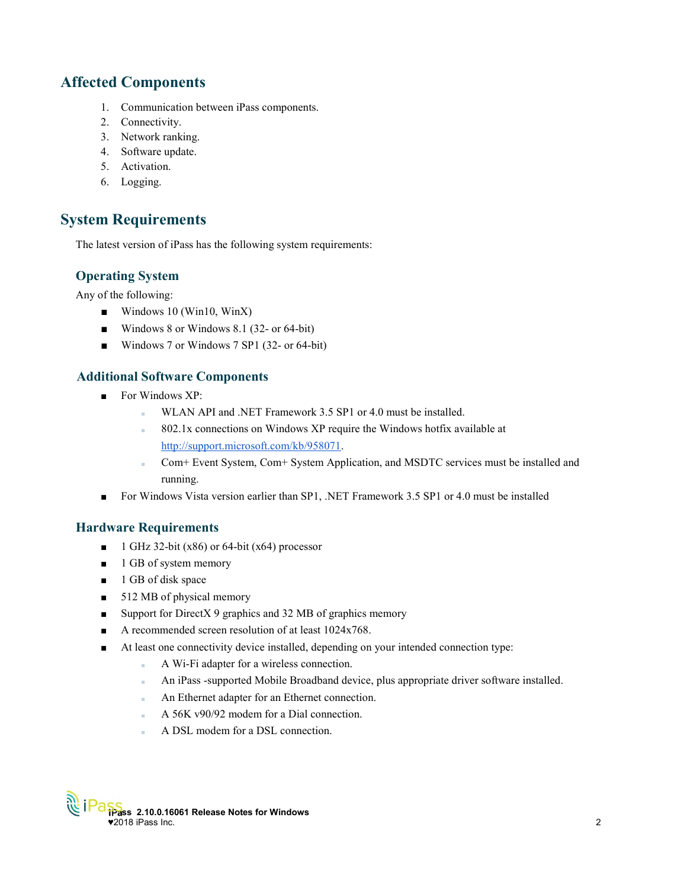## Affected Components

1. Communication between iPass components.
2. Connectivity.
3. Network ranking.
4. Software update.
5. Activation.
6. Logging.

## System Requirements

The latest version of iPass has the following system requirements:

### Operating System

Any of the following:

- Windows 10 (Win10, WinX)
- Windows 8 or Windows 8.1 (32- or 64-bit)
- Windows 7 or Windows 7 SP1 (32- or 64-bit)

### Additional Software Components

- For Windows XP:
  - WLAN API and .NET Framework 3.5 SP1 or 4.0 must be installed.
  - 802.1x connections on Windows XP require the Windows hotfix available at http://support.microsoft.com/kb/958071.
  - Com+ Event System, Com+ System Application, and MSDTC services must be installed and running.
- For Windows Vista version earlier than SP1, .NET Framework 3.5 SP1 or 4.0 must be installed

### Hardware Requirements

- 1 GHz 32-bit (x86) or 64-bit (x64) processor
- 1 GB of system memory
- 1 GB of disk space
- 512 MB of physical memory
- Support for DirectX 9 graphics and 32 MB of graphics memory
- A recommended screen resolution of at least 1024x768.
- At least one connectivity device installed, depending on your intended connection type:
  - A Wi-Fi adapter for a wireless connection.
  - An iPass -supported Mobile Broadband device, plus appropriate driver software installed.
  - An Ethernet adapter for an Ethernet connection.
  - A 56K v90/92 modem for a Dial connection.
  - A DSL modem for a DSL connection.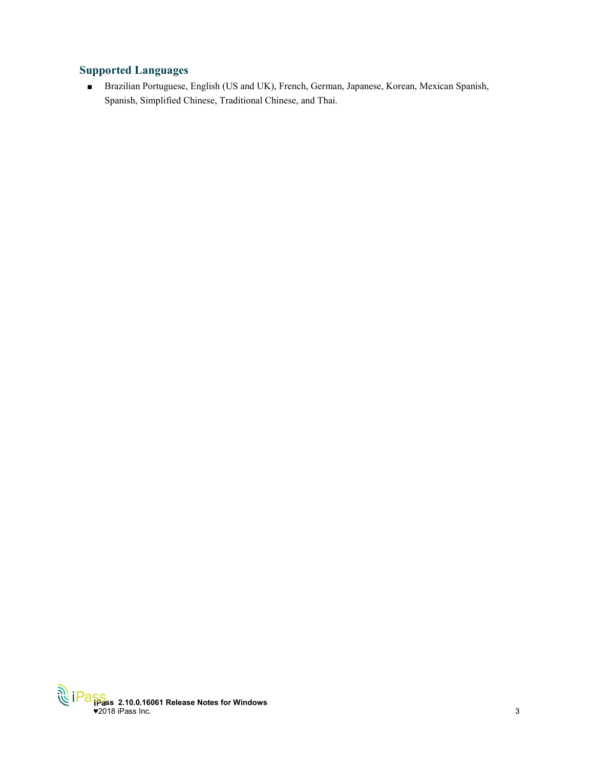## Supported Languages

- Brazilian Portuguese, English (US and UK), French, German, Japanese, Korean, Mexican Spanish, Spanish, Simplified Chinese, Traditional Chinese, and Thai.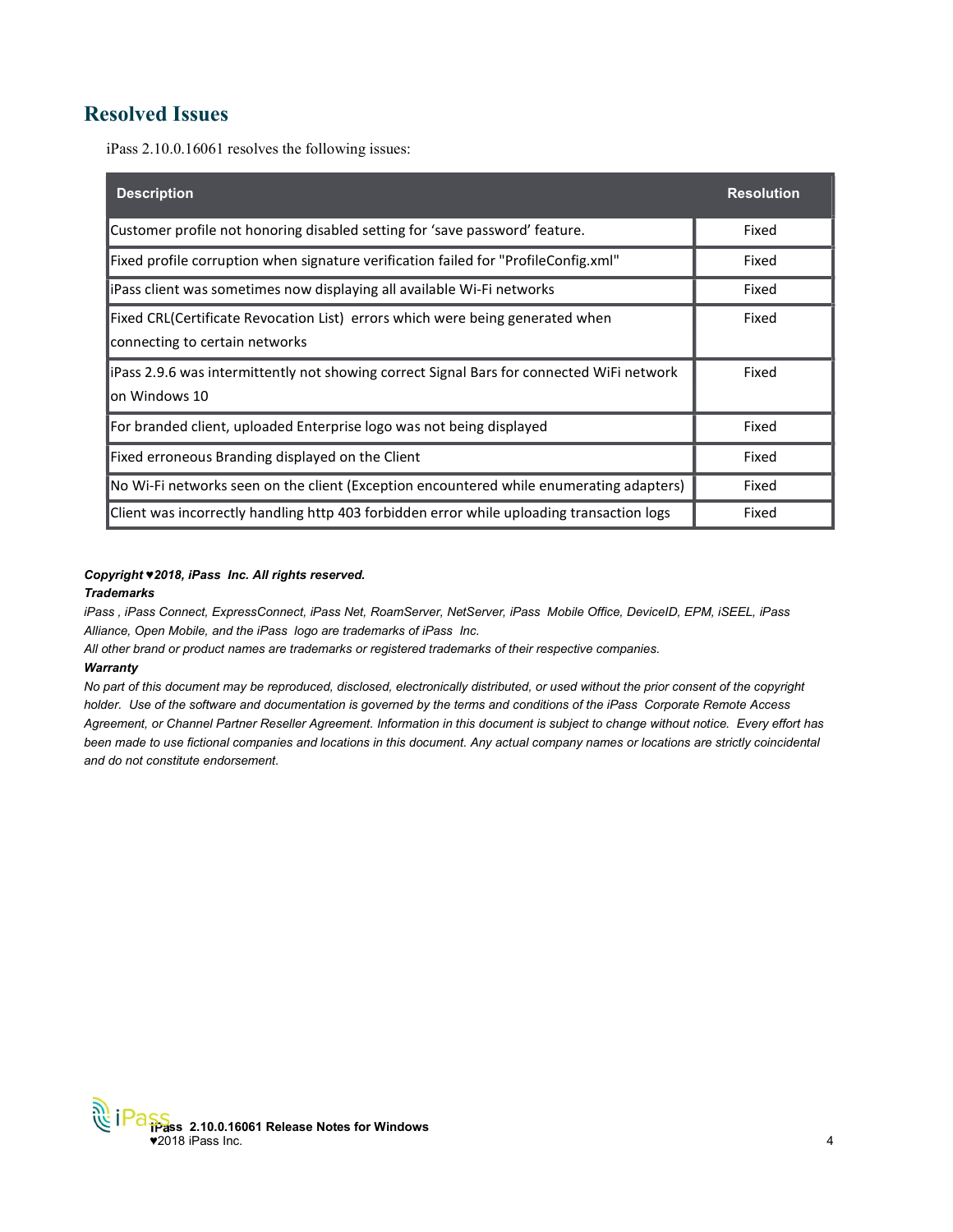## Resolved Issues

iPass 2.10.0.16061 resolves the following issues:

| Description | Resolution |
|---|---|
| Customer profile not honoring disabled setting for 'save password' feature. | Fixed |
| Fixed profile corruption when signature verification failed for "ProfileConfig.xml" | Fixed |
| iPass client was sometimes now displaying all available Wi-Fi networks | Fixed |
| Fixed CRL(Certificate Revocation List) errors which were being generated when connecting to certain networks | Fixed |
| iPass 2.9.6 was intermittently not showing correct Signal Bars for connected WiFi network on Windows 10 | Fixed |
| For branded client, uploaded Enterprise logo was not being displayed | Fixed |
| Fixed erroneous Branding displayed on the Client | Fixed |
| No Wi-Fi networks seen on the client (Exception encountered while enumerating adapters) | Fixed |
| Client was incorrectly handling http 403 forbidden error while uploading transaction logs | Fixed |

***Copyright ♥2018, iPass Inc. All rights reserved.***

***Trademarks***

*iPass , iPass Connect, ExpressConnect, iPass Net, RoamServer, NetServer, iPass Mobile Office, DeviceID, EPM, iSEEL, iPass Alliance, Open Mobile, and the iPass logo are trademarks of iPass Inc.*

*All other brand or product names are trademarks or registered trademarks of their respective companies.*

***Warranty***

*No part of this document may be reproduced, disclosed, electronically distributed, or used without the prior consent of the copyright holder. Use of the software and documentation is governed by the terms and conditions of the iPass Corporate Remote Access Agreement, or Channel Partner Reseller Agreement. Information in this document is subject to change without notice. Every effort has been made to use fictional companies and locations in this document. Any actual company names or locations are strictly coincidental and do not constitute endorsement.*